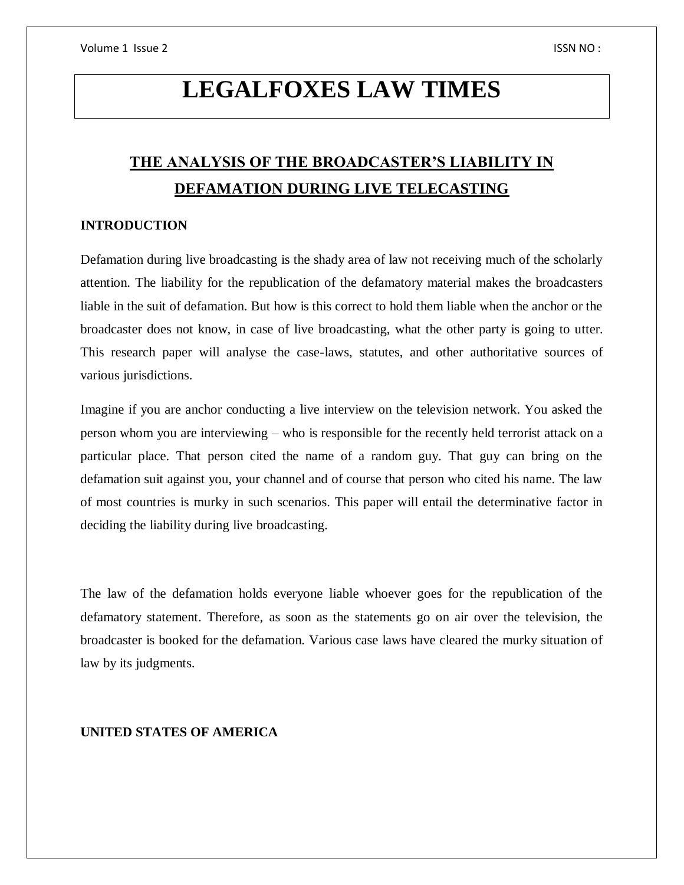# LEGALFOXES LAW TIMES

## THE ANALYSIS OF THE BROADCASTER'S LIABILITY IN DEFAMATION DURING LIVE TELECASTING

### INTRODUCTION

Defamation during live broadcasting is the shady area of law not receiving much of the scholarly attention. The liability for the republication of the defamatory material makes the broadcasters liable in the suit of defamation. But how is this correct to hold them liable when the anchor or the broadcaster does not know, in case of live broadcasting, what the other party is going to utter. This research paper will analyse the case-laws, statutes, and other authoritative sources of various jurisdictions.

Imagine if you are anchor conducting a live interview on the television network. You asked the person whom you are interviewing – who is responsible for the recently held terrorist attack on a particular place. That person cited the name of a random guy. That guy can bring on the defamation suit against you, your channel and of course that person who cited his name. The law of most countries is murky in such scenarios. This paper will entail the determinative factor in deciding the liability during live broadcasting.

The law of the defamation holds everyone liable whoever goes for the republication of the defamatory statement. Therefore, as soon as the statements go on air over the television, the broadcaster is booked for the defamation. Various case laws have cleared the murky situation of law by its judgments.

### UNITED STATES OF AMERICA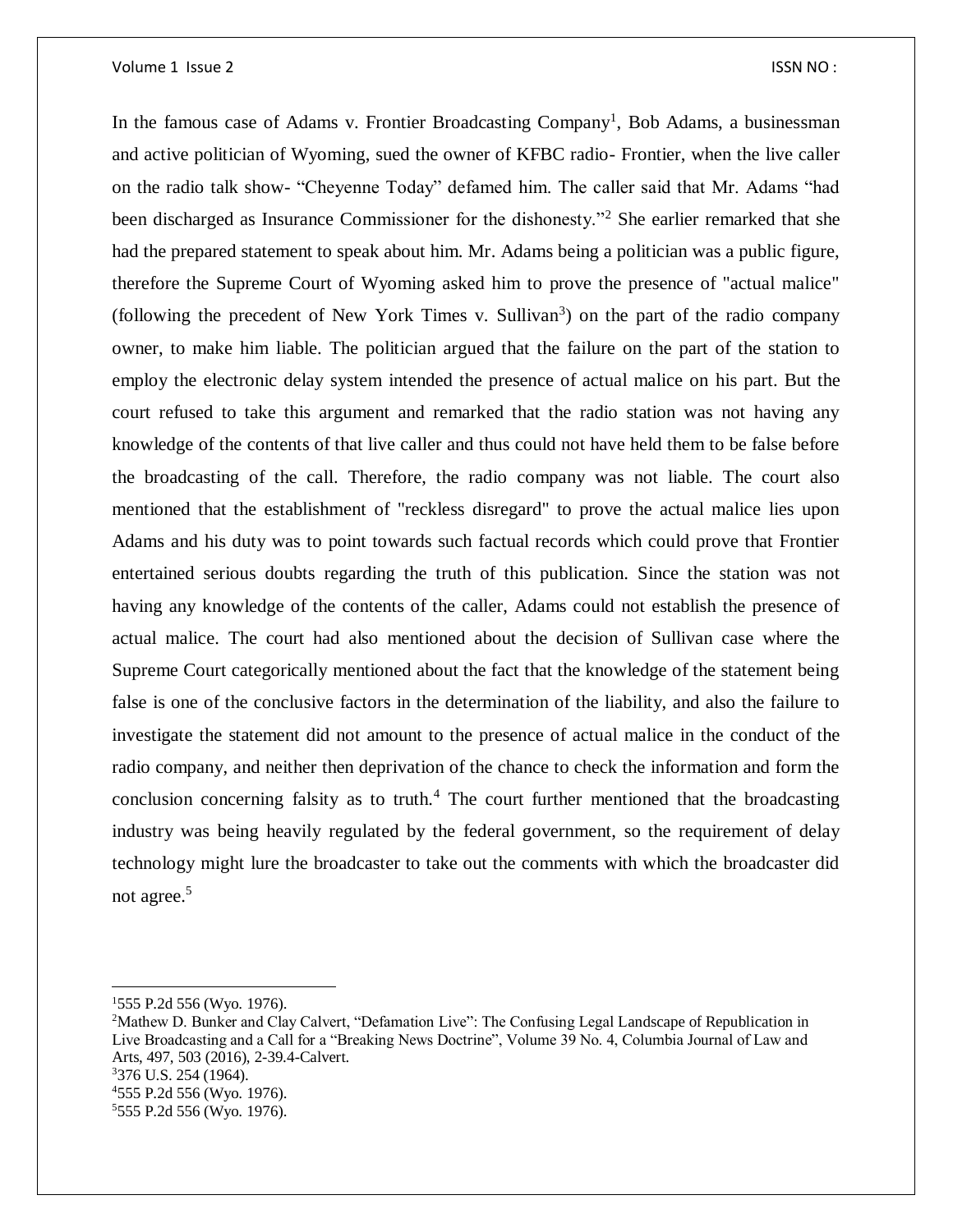In the famous case of Adams v. Frontier Broadcasting Company[1], Bob Adams, a businessman and active politician of Wyoming, sued the owner of KFBC radio- Frontier, when the live caller on the radio talk show- "Cheyenne Today" defamed him. The caller said that Mr. Adams "had been discharged as Insurance Commissioner for the dishonesty."[2] She earlier remarked that she had the prepared statement to speak about him. Mr. Adams being a politician was a public figure, therefore the Supreme Court of Wyoming asked him to prove the presence of "actual malice" (following the precedent of New York Times v. Sullivan[3]) on the part of the radio company owner, to make him liable. The politician argued that the failure on the part of the station to employ the electronic delay system intended the presence of actual malice on his part. But the court refused to take this argument and remarked that the radio station was not having any knowledge of the contents of that live caller and thus could not have held them to be false before the broadcasting of the call. Therefore, the radio company was not liable. The court also mentioned that the establishment of "reckless disregard" to prove the actual malice lies upon Adams and his duty was to point towards such factual records which could prove that Frontier entertained serious doubts regarding the truth of this publication. Since the station was not having any knowledge of the contents of the caller, Adams could not establish the presence of actual malice. The court had also mentioned about the decision of Sullivan case where the Supreme Court categorically mentioned about the fact that the knowledge of the statement being false is one of the conclusive factors in the determination of the liability, and also the failure to investigate the statement did not amount to the presence of actual malice in the conduct of the radio company, and neither then deprivation of the chance to check the information and form the conclusion concerning falsity as to truth.[4] The court further mentioned that the broadcasting industry was being heavily regulated by the federal government, so the requirement of delay technology might lure the broadcaster to take out the comments with which the broadcaster did not agree.[5]

---

[1] 555 P.2d 556 (Wyo. 1976).

[2] Mathew D. Bunker and Clay Calvert, "Defamation Live": The Confusing Legal Landscape of Republication in Live Broadcasting and a Call for a "Breaking News Doctrine", Volume 39 No. 4, Columbia Journal of Law and Arts, 497, 503 (2016), 2-39.4-Calvert.

[3] 376 U.S. 254 (1964).

[4] 555 P.2d 556 (Wyo. 1976).

[5] 555 P.2d 556 (Wyo. 1976).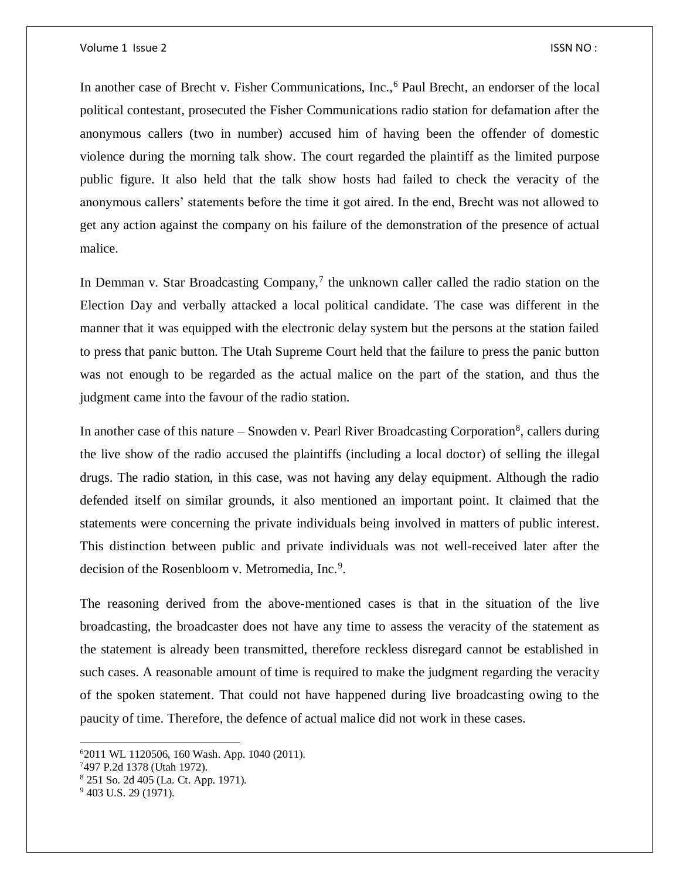In another case of Brecht v. Fisher Communications, Inc.,[6] Paul Brecht, an endorser of the local political contestant, prosecuted the Fisher Communications radio station for defamation after the anonymous callers (two in number) accused him of having been the offender of domestic violence during the morning talk show. The court regarded the plaintiff as the limited purpose public figure. It also held that the talk show hosts had failed to check the veracity of the anonymous callers' statements before the time it got aired. In the end, Brecht was not allowed to get any action against the company on his failure of the demonstration of the presence of actual malice.

In Demman v. Star Broadcasting Company,[7] the unknown caller called the radio station on the Election Day and verbally attacked a local political candidate. The case was different in the manner that it was equipped with the electronic delay system but the persons at the station failed to press that panic button. The Utah Supreme Court held that the failure to press the panic button was not enough to be regarded as the actual malice on the part of the station, and thus the judgment came into the favour of the radio station.

In another case of this nature – Snowden v. Pearl River Broadcasting Corporation[8], callers during the live show of the radio accused the plaintiffs (including a local doctor) of selling the illegal drugs. The radio station, in this case, was not having any delay equipment. Although the radio defended itself on similar grounds, it also mentioned an important point. It claimed that the statements were concerning the private individuals being involved in matters of public interest. This distinction between public and private individuals was not well-received later after the decision of the Rosenbloom v. Metromedia, Inc.[9].

The reasoning derived from the above-mentioned cases is that in the situation of the live broadcasting, the broadcaster does not have any time to assess the veracity of the statement as the statement is already been transmitted, therefore reckless disregard cannot be established in such cases. A reasonable amount of time is required to make the judgment regarding the veracity of the spoken statement. That could not have happened during live broadcasting owing to the paucity of time. Therefore, the defence of actual malice did not work in these cases.

---

[6] 2011 WL 1120506, 160 Wash. App. 1040 (2011).

[7] 497 P.2d 1378 (Utah 1972).

[8] 251 So. 2d 405 (La. Ct. App. 1971).

[9] 403 U.S. 29 (1971).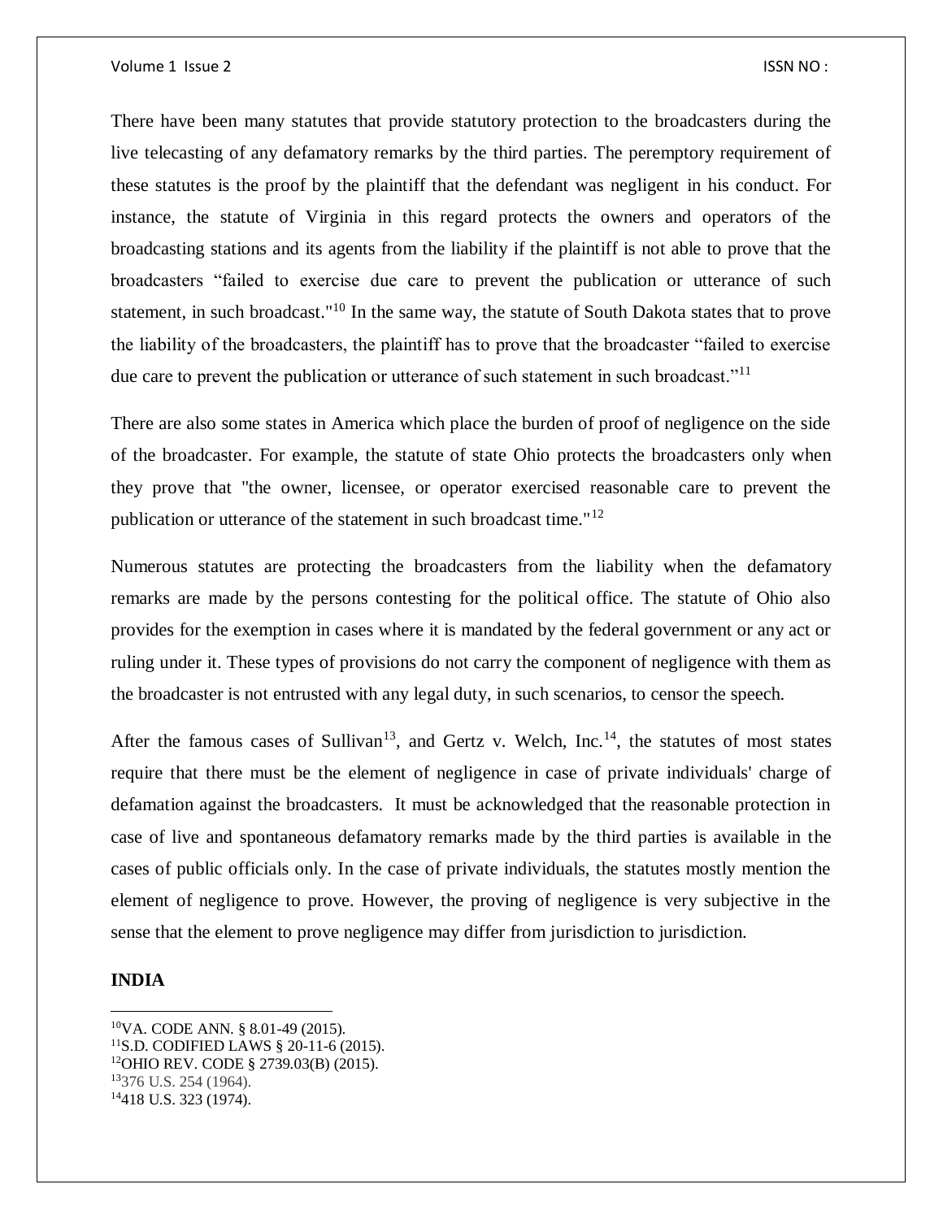There have been many statutes that provide statutory protection to the broadcasters during the live telecasting of any defamatory remarks by the third parties. The peremptory requirement of these statutes is the proof by the plaintiff that the defendant was negligent in his conduct. For instance, the statute of Virginia in this regard protects the owners and operators of the broadcasting stations and its agents from the liability if the plaintiff is not able to prove that the broadcasters "failed to exercise due care to prevent the publication or utterance of such statement, in such broadcast."[10] In the same way, the statute of South Dakota states that to prove the liability of the broadcasters, the plaintiff has to prove that the broadcaster "failed to exercise due care to prevent the publication or utterance of such statement in such broadcast."[11]

There are also some states in America which place the burden of proof of negligence on the side of the broadcaster. For example, the statute of state Ohio protects the broadcasters only when they prove that "the owner, licensee, or operator exercised reasonable care to prevent the publication or utterance of the statement in such broadcast time."[12]

Numerous statutes are protecting the broadcasters from the liability when the defamatory remarks are made by the persons contesting for the political office. The statute of Ohio also provides for the exemption in cases where it is mandated by the federal government or any act or ruling under it. These types of provisions do not carry the component of negligence with them as the broadcaster is not entrusted with any legal duty, in such scenarios, to censor the speech.

After the famous cases of Sullivan[13], and Gertz v. Welch, Inc.[14], the statutes of most states require that there must be the element of negligence in case of private individuals' charge of defamation against the broadcasters. It must be acknowledged that the reasonable protection in case of live and spontaneous defamatory remarks made by the third parties is available in the cases of public officials only. In the case of private individuals, the statutes mostly mention the element of negligence to prove. However, the proving of negligence is very subjective in the sense that the element to prove negligence may differ from jurisdiction to jurisdiction.

**INDIA**

---

[10] VA. CODE ANN. § 8.01-49 (2015).

[11] S.D. CODIFIED LAWS § 20-11-6 (2015).

[12] OHIO REV. CODE § 2739.03(B) (2015).

[13] 376 U.S. 254 (1964).

[14] 418 U.S. 323 (1974).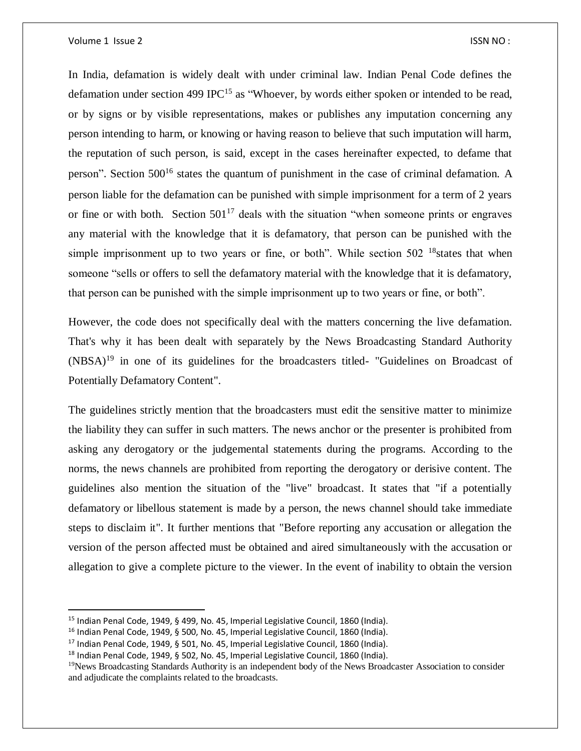In India, defamation is widely dealt with under criminal law. Indian Penal Code defines the defamation under section 499 IPC[15] as "Whoever, by words either spoken or intended to be read, or by signs or by visible representations, makes or publishes any imputation concerning any person intending to harm, or knowing or having reason to believe that such imputation will harm, the reputation of such person, is said, except in the cases hereinafter expected, to defame that person". Section 500[16] states the quantum of punishment in the case of criminal defamation. A person liable for the defamation can be punished with simple imprisonment for a term of 2 years or fine or with both. Section 501[17] deals with the situation "when someone prints or engraves any material with the knowledge that it is defamatory, that person can be punished with the simple imprisonment up to two years or fine, or both". While section 502 [18]states that when someone "sells or offers to sell the defamatory material with the knowledge that it is defamatory, that person can be punished with the simple imprisonment up to two years or fine, or both".

However, the code does not specifically deal with the matters concerning the live defamation. That's why it has been dealt with separately by the News Broadcasting Standard Authority (NBSA)[19] in one of its guidelines for the broadcasters titled- "Guidelines on Broadcast of Potentially Defamatory Content".

The guidelines strictly mention that the broadcasters must edit the sensitive matter to minimize the liability they can suffer in such matters. The news anchor or the presenter is prohibited from asking any derogatory or the judgemental statements during the programs. According to the norms, the news channels are prohibited from reporting the derogatory or derisive content. The guidelines also mention the situation of the "live" broadcast. It states that "if a potentially defamatory or libellous statement is made by a person, the news channel should take immediate steps to disclaim it". It further mentions that "Before reporting any accusation or allegation the version of the person affected must be obtained and aired simultaneously with the accusation or allegation to give a complete picture to the viewer. In the event of inability to obtain the version

---

[15] Indian Penal Code, 1949, § 499, No. 45, Imperial Legislative Council, 1860 (India).

[16] Indian Penal Code, 1949, § 500, No. 45, Imperial Legislative Council, 1860 (India).

[17] Indian Penal Code, 1949, § 501, No. 45, Imperial Legislative Council, 1860 (India).

[18] Indian Penal Code, 1949, § 502, No. 45, Imperial Legislative Council, 1860 (India).

[19]News Broadcasting Standards Authority is an independent body of the News Broadcaster Association to consider and adjudicate the complaints related to the broadcasts.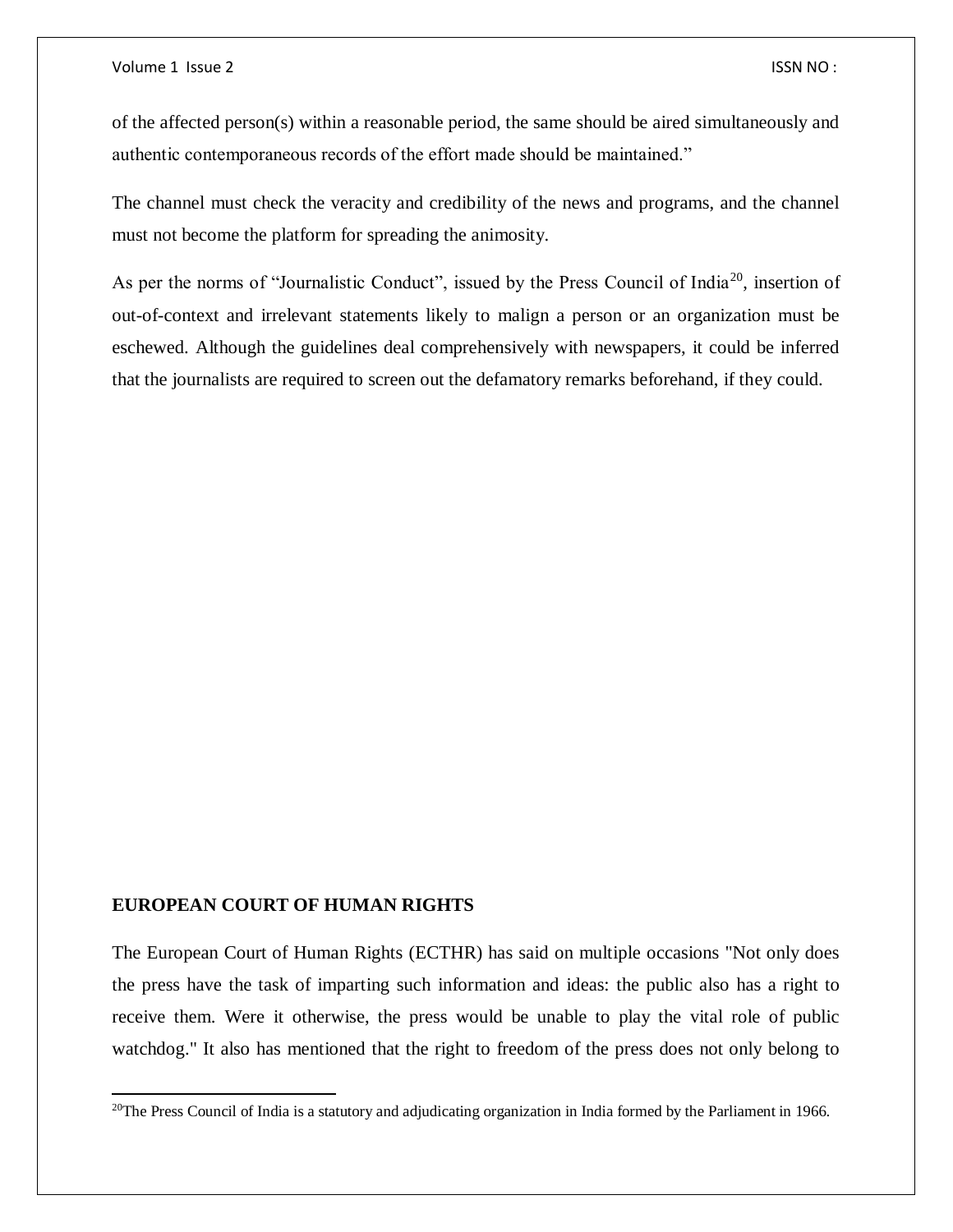of the affected person(s) within a reasonable period, the same should be aired simultaneously and authentic contemporaneous records of the effort made should be maintained."

The channel must check the veracity and credibility of the news and programs, and the channel must not become the platform for spreading the animosity.

As per the norms of "Journalistic Conduct", issued by the Press Council of India[20], insertion of out-of-context and irrelevant statements likely to malign a person or an organization must be eschewed. Although the guidelines deal comprehensively with newspapers, it could be inferred that the journalists are required to screen out the defamatory remarks beforehand, if they could.

**EUROPEAN COURT OF HUMAN RIGHTS**

The European Court of Human Rights (ECTHR) has said on multiple occasions "Not only does the press have the task of imparting such information and ideas: the public also has a right to receive them. Were it otherwise, the press would be unable to play the vital role of public watchdog." It also has mentioned that the right to freedom of the press does not only belong to

[20]The Press Council of India is a statutory and adjudicating organization in India formed by the Parliament in 1966.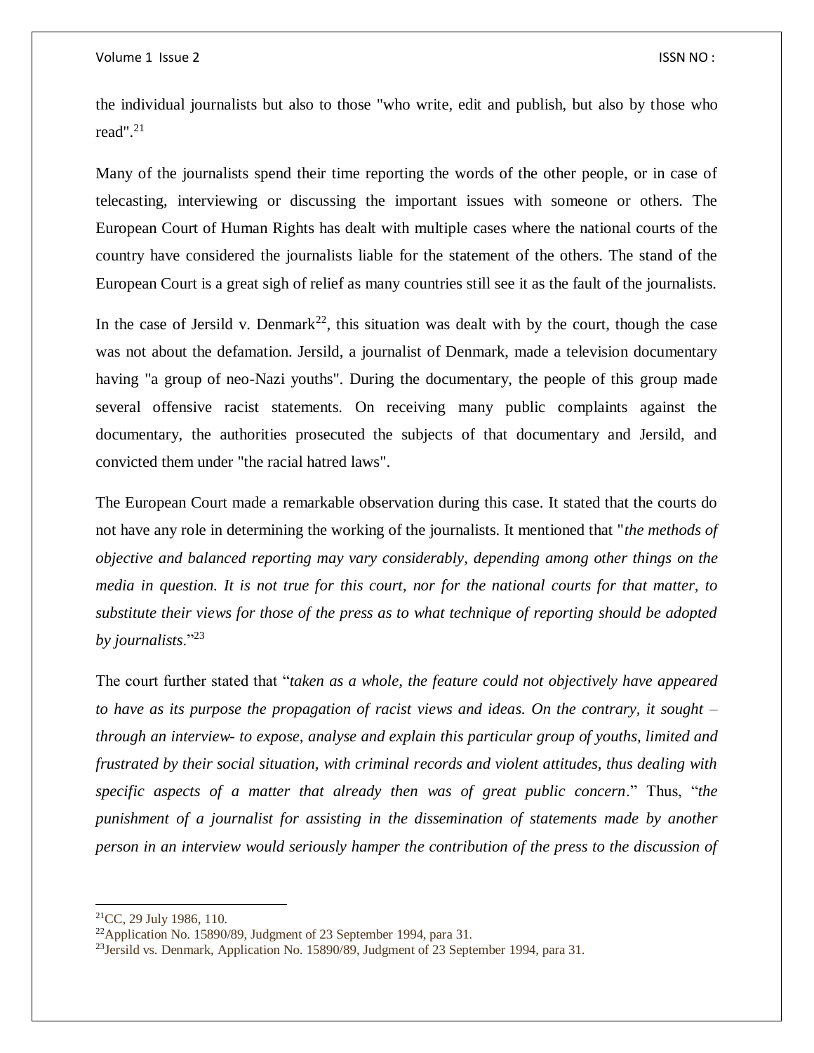the individual journalists but also to those "who write, edit and publish, but also by those who read".[21]

Many of the journalists spend their time reporting the words of the other people, or in case of telecasting, interviewing or discussing the important issues with someone or others. The European Court of Human Rights has dealt with multiple cases where the national courts of the country have considered the journalists liable for the statement of the others. The stand of the European Court is a great sigh of relief as many countries still see it as the fault of the journalists.

In the case of Jersild v. Denmark[22], this situation was dealt with by the court, though the case was not about the defamation. Jersild, a journalist of Denmark, made a television documentary having "a group of neo-Nazi youths". During the documentary, the people of this group made several offensive racist statements. On receiving many public complaints against the documentary, the authorities prosecuted the subjects of that documentary and Jersild, and convicted them under "the racial hatred laws".

The European Court made a remarkable observation during this case. It stated that the courts do not have any role in determining the working of the journalists. It mentioned that "*the methods of objective and balanced reporting may vary considerably, depending among other things on the media in question. It is not true for this court, nor for the national courts for that matter, to substitute their views for those of the press as to what technique of reporting should be adopted by journalists*."[23]

The court further stated that "*taken as a whole, the feature could not objectively have appeared to have as its purpose the propagation of racist views and ideas. On the contrary, it sought – through an interview- to expose, analyse and explain this particular group of youths, limited and frustrated by their social situation, with criminal records and violent attitudes, thus dealing with specific aspects of a matter that already then was of great public concern*." Thus, "*the punishment of a journalist for assisting in the dissemination of statements made by another person in an interview would seriously hamper the contribution of the press to the discussion of*

---

[21] CC, 29 July 1986, 110.

[22] Application No. 15890/89, Judgment of 23 September 1994, para 31.

[23] Jersild vs. Denmark, Application No. 15890/89, Judgment of 23 September 1994, para 31.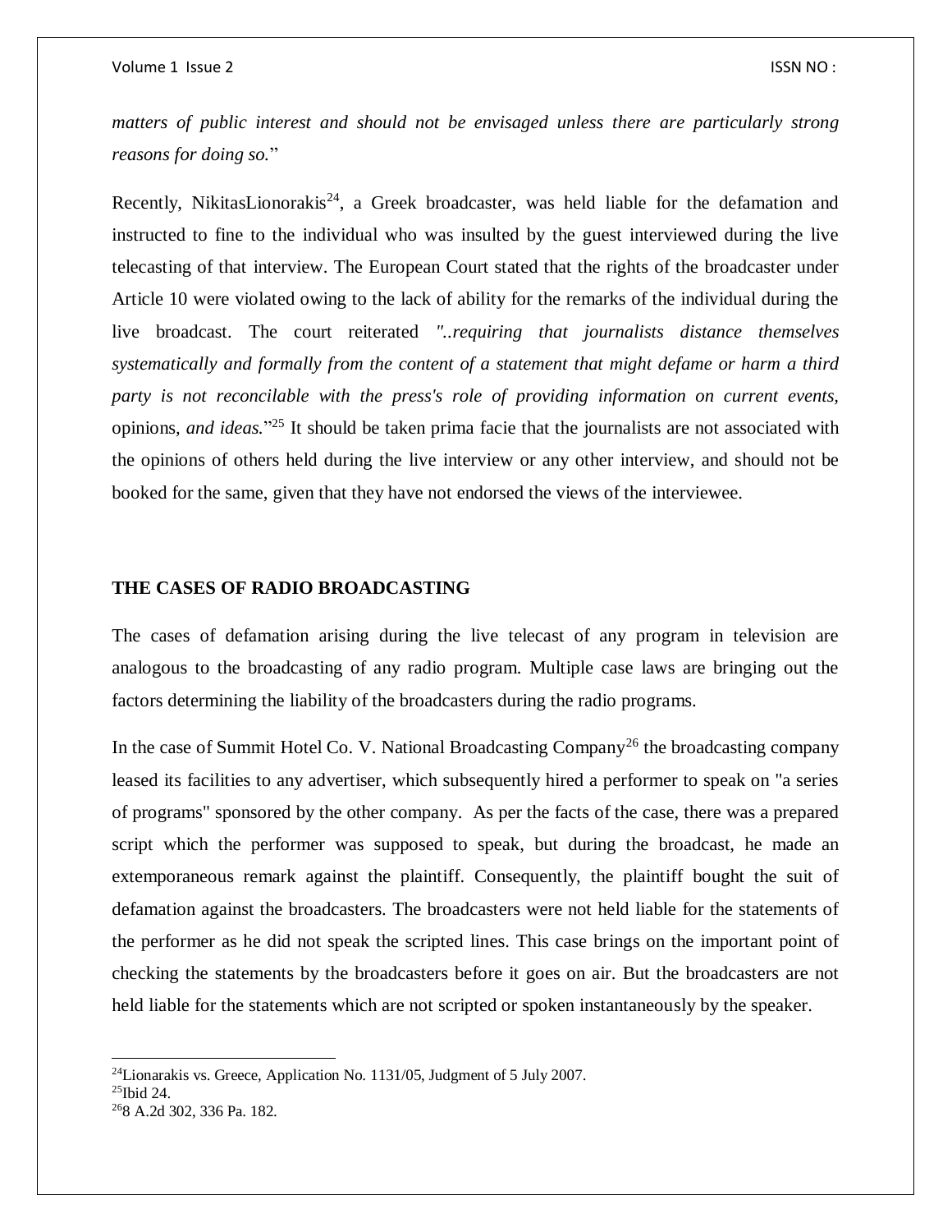*matters of public interest and should not be envisaged unless there are particularly strong reasons for doing so.*"

Recently, NikitasLionorakis[24], a Greek broadcaster, was held liable for the defamation and instructed to fine to the individual who was insulted by the guest interviewed during the live telecasting of that interview. The European Court stated that the rights of the broadcaster under Article 10 were violated owing to the lack of ability for the remarks of the individual during the live broadcast. The court reiterated *"..requiring that journalists distance themselves systematically and formally from the content of a statement that might defame or harm a third party is not reconcilable with the press's role of providing information on current events,* opinions*, and ideas.*"[25] It should be taken prima facie that the journalists are not associated with the opinions of others held during the live interview or any other interview, and should not be booked for the same, given that they have not endorsed the views of the interviewee.

## THE CASES OF RADIO BROADCASTING

The cases of defamation arising during the live telecast of any program in television are analogous to the broadcasting of any radio program. Multiple case laws are bringing out the factors determining the liability of the broadcasters during the radio programs.

In the case of Summit Hotel Co. V. National Broadcasting Company[26] the broadcasting company leased its facilities to any advertiser, which subsequently hired a performer to speak on "a series of programs" sponsored by the other company. As per the facts of the case, there was a prepared script which the performer was supposed to speak, but during the broadcast, he made an extemporaneous remark against the plaintiff. Consequently, the plaintiff bought the suit of defamation against the broadcasters. The broadcasters were not held liable for the statements of the performer as he did not speak the scripted lines. This case brings on the important point of checking the statements by the broadcasters before it goes on air. But the broadcasters are not held liable for the statements which are not scripted or spoken instantaneously by the speaker.

---

[24]Lionarakis vs. Greece, Application No. 1131/05, Judgment of 5 July 2007.

[25]Ibid 24.

[26]8 A.2d 302, 336 Pa. 182.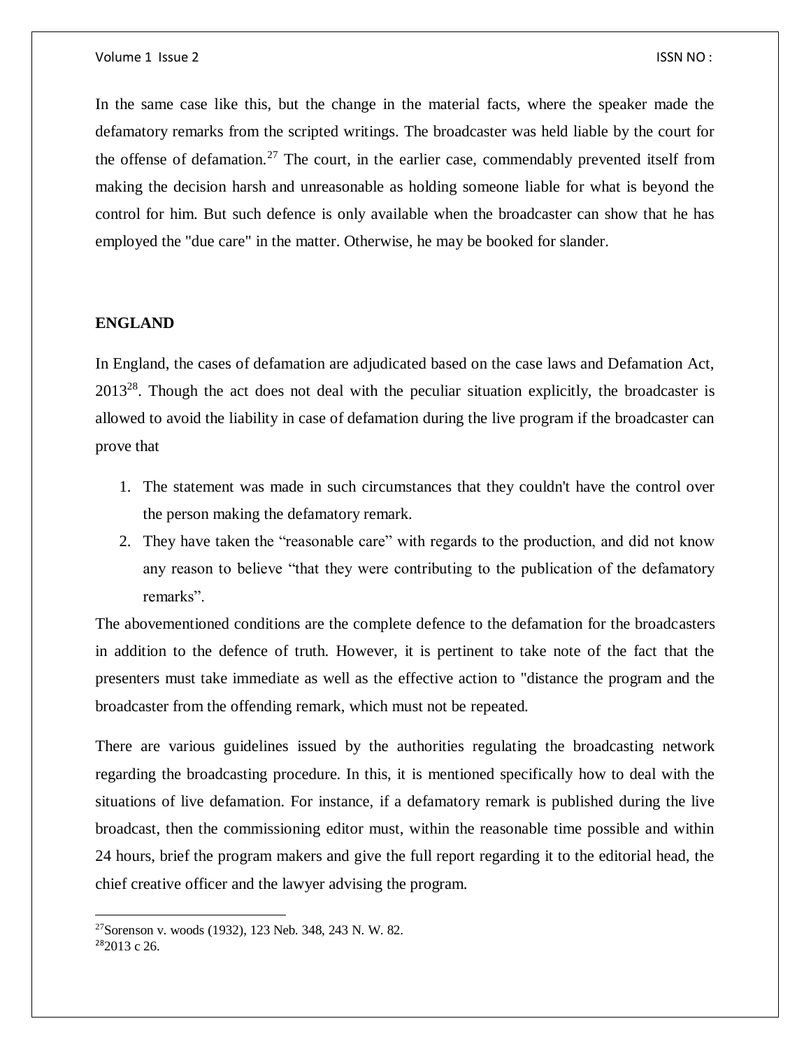In the same case like this, but the change in the material facts, where the speaker made the defamatory remarks from the scripted writings. The broadcaster was held liable by the court for the offense of defamation.[27] The court, in the earlier case, commendably prevented itself from making the decision harsh and unreasonable as holding someone liable for what is beyond the control for him. But such defence is only available when the broadcaster can show that he has employed the "due care" in the matter. Otherwise, he may be booked for slander.

**ENGLAND**

In England, the cases of defamation are adjudicated based on the case laws and Defamation Act, 2013[28]. Though the act does not deal with the peculiar situation explicitly, the broadcaster is allowed to avoid the liability in case of defamation during the live program if the broadcaster can prove that

1. The statement was made in such circumstances that they couldn't have the control over the person making the defamatory remark.
2. They have taken the “reasonable care” with regards to the production, and did not know any reason to believe “that they were contributing to the publication of the defamatory remarks”.

The abovementioned conditions are the complete defence to the defamation for the broadcasters in addition to the defence of truth. However, it is pertinent to take note of the fact that the presenters must take immediate as well as the effective action to "distance the program and the broadcaster from the offending remark, which must not be repeated.

There are various guidelines issued by the authorities regulating the broadcasting network regarding the broadcasting procedure. In this, it is mentioned specifically how to deal with the situations of live defamation. For instance, if a defamatory remark is published during the live broadcast, then the commissioning editor must, within the reasonable time possible and within 24 hours, brief the program makers and give the full report regarding it to the editorial head, the chief creative officer and the lawyer advising the program.

---

[27] Sorenson v. woods (1932), 123 Neb. 348, 243 N. W. 82.

[28] 2013 c 26.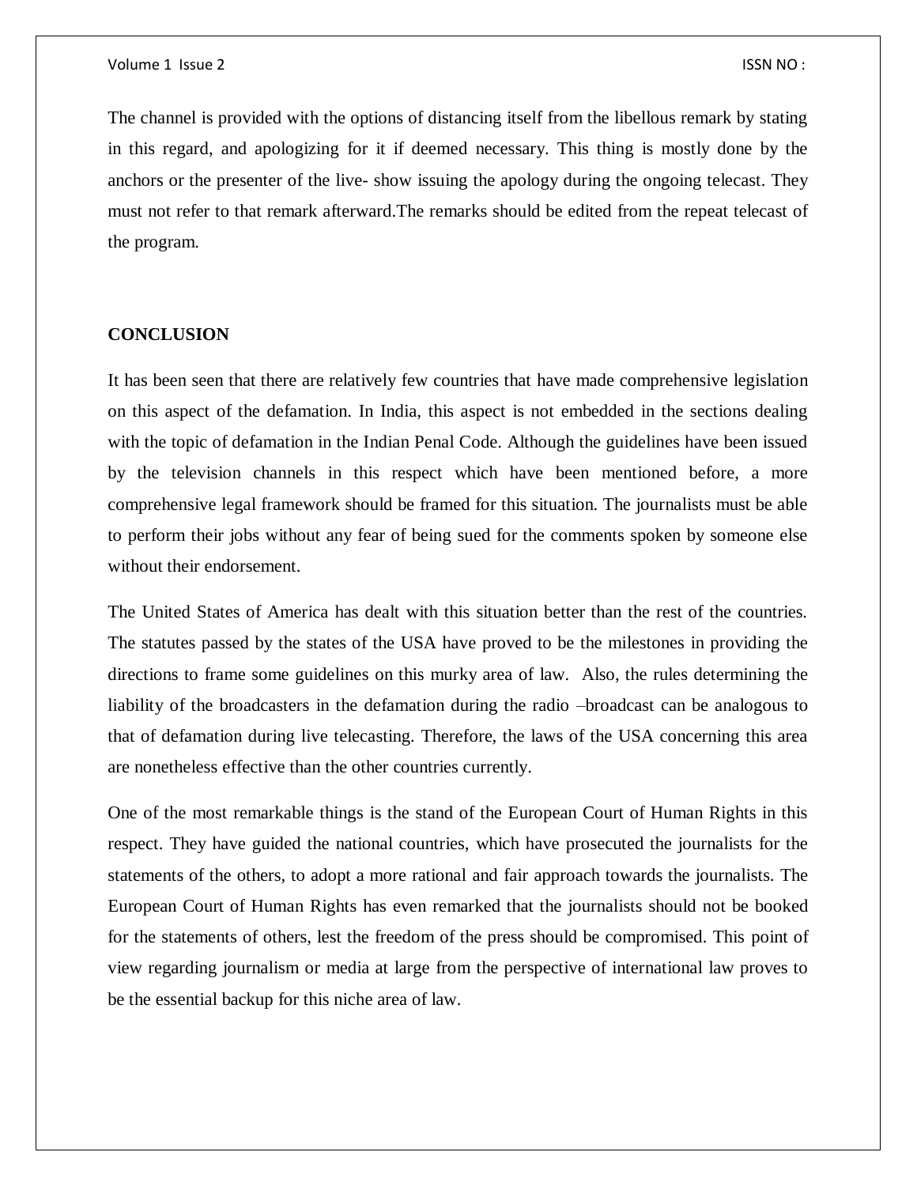The channel is provided with the options of distancing itself from the libellous remark by stating in this regard, and apologizing for it if deemed necessary. This thing is mostly done by the anchors or the presenter of the live- show issuing the apology during the ongoing telecast. They must not refer to that remark afterward.The remarks should be edited from the repeat telecast of the program.

## CONCLUSION

It has been seen that there are relatively few countries that have made comprehensive legislation on this aspect of the defamation. In India, this aspect is not embedded in the sections dealing with the topic of defamation in the Indian Penal Code. Although the guidelines have been issued by the television channels in this respect which have been mentioned before, a more comprehensive legal framework should be framed for this situation. The journalists must be able to perform their jobs without any fear of being sued for the comments spoken by someone else without their endorsement.

The United States of America has dealt with this situation better than the rest of the countries. The statutes passed by the states of the USA have proved to be the milestones in providing the directions to frame some guidelines on this murky area of law. Also, the rules determining the liability of the broadcasters in the defamation during the radio –broadcast can be analogous to that of defamation during live telecasting. Therefore, the laws of the USA concerning this area are nonetheless effective than the other countries currently.

One of the most remarkable things is the stand of the European Court of Human Rights in this respect. They have guided the national countries, which have prosecuted the journalists for the statements of the others, to adopt a more rational and fair approach towards the journalists. The European Court of Human Rights has even remarked that the journalists should not be booked for the statements of others, lest the freedom of the press should be compromised. This point of view regarding journalism or media at large from the perspective of international law proves to be the essential backup for this niche area of law.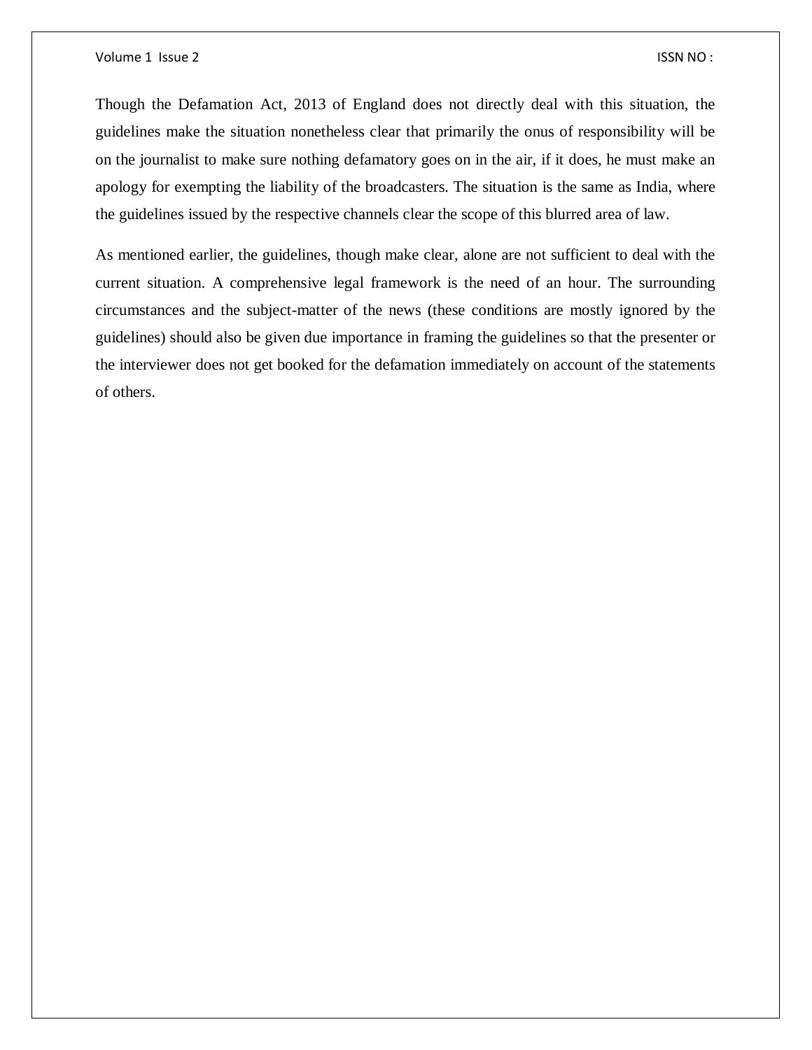Though the Defamation Act, 2013 of England does not directly deal with this situation, the guidelines make the situation nonetheless clear that primarily the onus of responsibility will be on the journalist to make sure nothing defamatory goes on in the air, if it does, he must make an apology for exempting the liability of the broadcasters. The situation is the same as India, where the guidelines issued by the respective channels clear the scope of this blurred area of law.

As mentioned earlier, the guidelines, though make clear, alone are not sufficient to deal with the current situation. A comprehensive legal framework is the need of an hour. The surrounding circumstances and the subject-matter of the news (these conditions are mostly ignored by the guidelines) should also be given due importance in framing the guidelines so that the presenter or the interviewer does not get booked for the defamation immediately on account of the statements of others.